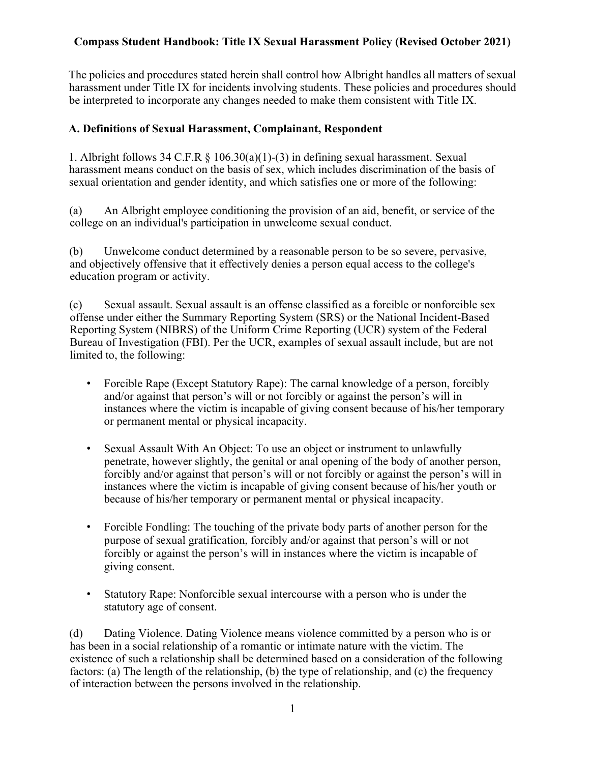# Compass Student Handbook: Title IX Sexual Harassment Policy (Revised October 2021)

The policies and procedures stated herein shall control how Albright handles all matters of sexual harassment under Title IX for incidents involving students. These policies and procedures should be interpreted to incorporate any changes needed to make them consistent with Title IX.

## A. Definitions of Sexual Harassment, Complainant, Respondent

1. Albright follows 34 C.F.R § 106.30(a)(1)-(3) in defining sexual harassment. Sexual harassment means conduct on the basis of sex, which includes discrimination of the basis of sexual orientation and gender identity, and which satisfies one or more of the following:

(a) An Albright employee conditioning the provision of an aid, benefit, or service of the college on an individual's participation in unwelcome sexual conduct.

(b) Unwelcome conduct determined by a reasonable person to be so severe, pervasive, and objectively offensive that it effectively denies a person equal access to the college's education program or activity.

(c) Sexual assault. Sexual assault is an offense classified as a forcible or nonforcible sex offense under either the Summary Reporting System (SRS) or the National Incident-Based Reporting System (NIBRS) of the Uniform Crime Reporting (UCR) system of the Federal Bureau of Investigation (FBI). Per the UCR, examples of sexual assault include, but are not limited to, the following:

- Forcible Rape (Except Statutory Rape): The carnal knowledge of a person, forcibly and/or against that person's will or not forcibly or against the person's will in instances where the victim is incapable of giving consent because of his/her temporary or permanent mental or physical incapacity.
- Sexual Assault With An Object: To use an object or instrument to unlawfully penetrate, however slightly, the genital or anal opening of the body of another person, forcibly and/or against that person's will or not forcibly or against the person's will in instances where the victim is incapable of giving consent because of his/her youth or because of his/her temporary or permanent mental or physical incapacity.
- Forcible Fondling: The touching of the private body parts of another person for the purpose of sexual gratification, forcibly and/or against that person's will or not forcibly or against the person's will in instances where the victim is incapable of giving consent.
- Statutory Rape: Nonforcible sexual intercourse with a person who is under the statutory age of consent.

(d) Dating Violence. Dating Violence means violence committed by a person who is or has been in a social relationship of a romantic or intimate nature with the victim. The existence of such a relationship shall be determined based on a consideration of the following factors: (a) The length of the relationship, (b) the type of relationship, and (c) the frequency of interaction between the persons involved in the relationship.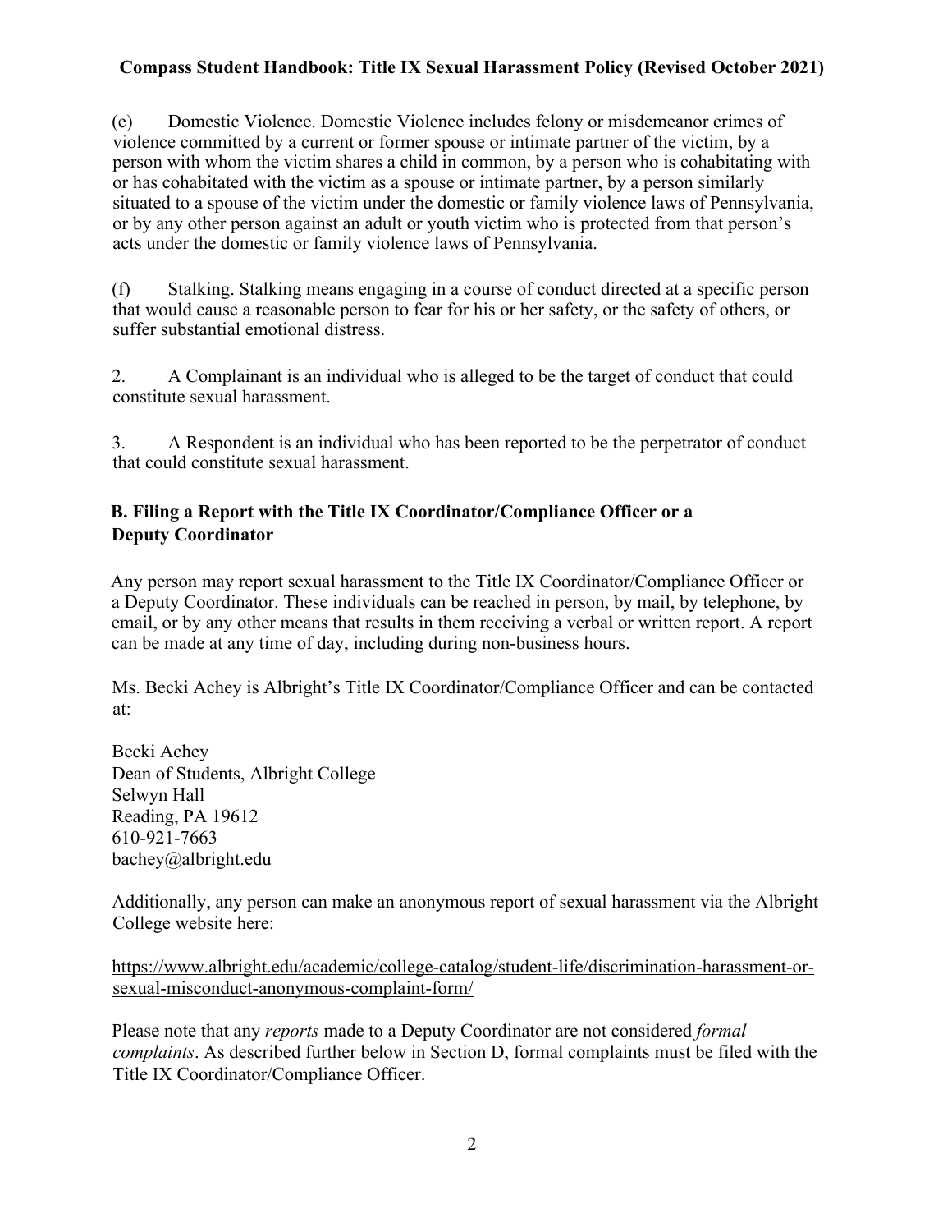(e) Domestic Violence. Domestic Violence includes felony or misdemeanor crimes of violence committed by a current or former spouse or intimate partner of the victim, by a person with whom the victim shares a child in common, by a person who is cohabitating with or has cohabitated with the victim as a spouse or intimate partner, by a person similarly situated to a spouse of the victim under the domestic or family violence laws of Pennsylvania, or by any other person against an adult or youth victim who is protected from that person's acts under the domestic or family violence laws of Pennsylvania.

(f) Stalking. Stalking means engaging in a course of conduct directed at a specific person that would cause a reasonable person to fear for his or her safety, or the safety of others, or suffer substantial emotional distress.

2. A Complainant is an individual who is alleged to be the target of conduct that could constitute sexual harassment.

3. A Respondent is an individual who has been reported to be the perpetrator of conduct that could constitute sexual harassment.

## B. Filing a Report with the Title IX Coordinator/Compliance Officer or a Deputy Coordinator

Any person may report sexual harassment to the Title IX Coordinator/Compliance Officer or a Deputy Coordinator. These individuals can be reached in person, by mail, by telephone, by email, or by any other means that results in them receiving a verbal or written report. A report can be made at any time of day, including during non-business hours.

Ms. Becki Achey is Albright's Title IX Coordinator/Compliance Officer and can be contacted at:

Becki Achey
Dean of Students, Albright College
Selwyn Hall
Reading, PA 19612
610-921-7663
bachey@albright.edu

Additionally, any person can make an anonymous report of sexual harassment via the Albright College website here:

https://www.albright.edu/academic/college-catalog/student-life/discrimination-harassment-or-sexual-misconduct-anonymous-complaint-form/

Please note that any *reports* made to a Deputy Coordinator are not considered *formal complaints*. As described further below in Section D, formal complaints must be filed with the Title IX Coordinator/Compliance Officer.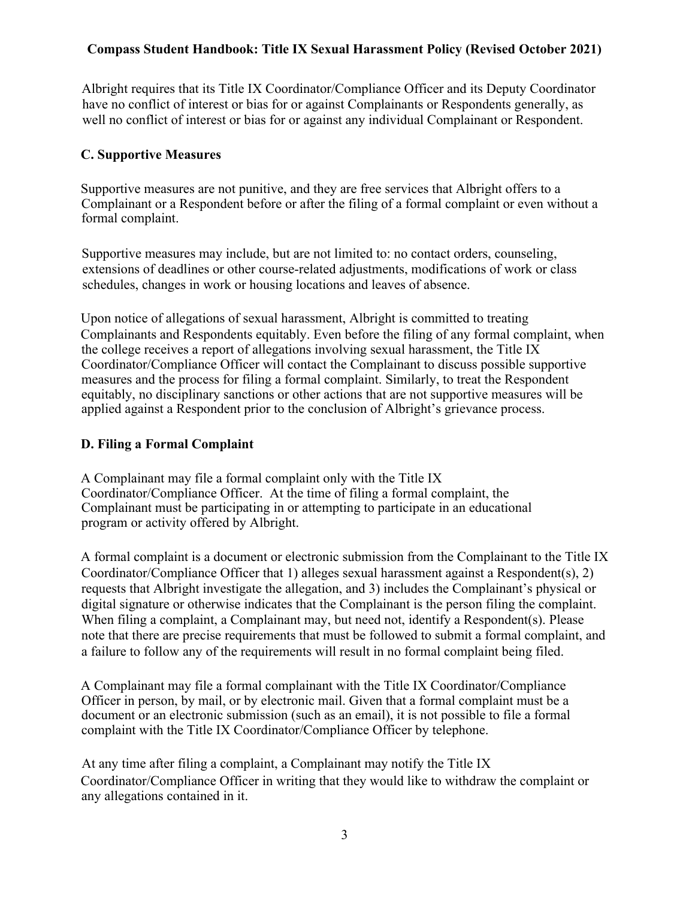Albright requires that its Title IX Coordinator/Compliance Officer and its Deputy Coordinator have no conflict of interest or bias for or against Complainants or Respondents generally, as well no conflict of interest or bias for or against any individual Complainant or Respondent.

### C. Supportive Measures

Supportive measures are not punitive, and they are free services that Albright offers to a Complainant or a Respondent before or after the filing of a formal complaint or even without a formal complaint.

Supportive measures may include, but are not limited to: no contact orders, counseling, extensions of deadlines or other course-related adjustments, modifications of work or class schedules, changes in work or housing locations and leaves of absence.

Upon notice of allegations of sexual harassment, Albright is committed to treating Complainants and Respondents equitably. Even before the filing of any formal complaint, when the college receives a report of allegations involving sexual harassment, the Title IX Coordinator/Compliance Officer will contact the Complainant to discuss possible supportive measures and the process for filing a formal complaint. Similarly, to treat the Respondent equitably, no disciplinary sanctions or other actions that are not supportive measures will be applied against a Respondent prior to the conclusion of Albright's grievance process.

### D. Filing a Formal Complaint

A Complainant may file a formal complaint only with the Title IX Coordinator/Compliance Officer. At the time of filing a formal complaint, the Complainant must be participating in or attempting to participate in an educational program or activity offered by Albright.

A formal complaint is a document or electronic submission from the Complainant to the Title IX Coordinator/Compliance Officer that 1) alleges sexual harassment against a Respondent(s), 2) requests that Albright investigate the allegation, and 3) includes the Complainant's physical or digital signature or otherwise indicates that the Complainant is the person filing the complaint. When filing a complaint, a Complainant may, but need not, identify a Respondent(s). Please note that there are precise requirements that must be followed to submit a formal complaint, and a failure to follow any of the requirements will result in no formal complaint being filed.

A Complainant may file a formal complainant with the Title IX Coordinator/Compliance Officer in person, by mail, or by electronic mail. Given that a formal complaint must be a document or an electronic submission (such as an email), it is not possible to file a formal complaint with the Title IX Coordinator/Compliance Officer by telephone.

At any time after filing a complaint, a Complainant may notify the Title IX Coordinator/Compliance Officer in writing that they would like to withdraw the complaint or any allegations contained in it.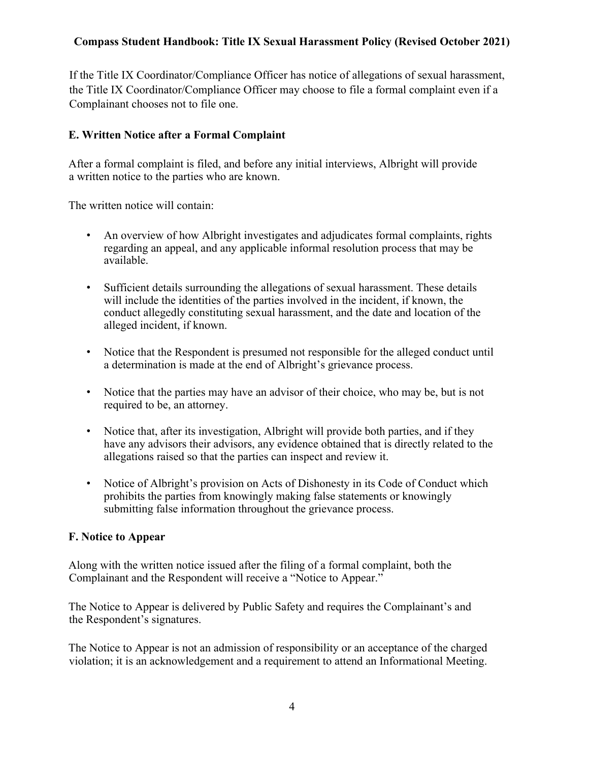If the Title IX Coordinator/Compliance Officer has notice of allegations of sexual harassment, the Title IX Coordinator/Compliance Officer may choose to file a formal complaint even if a Complainant chooses not to file one.

## E. Written Notice after a Formal Complaint

After a formal complaint is filed, and before any initial interviews, Albright will provide a written notice to the parties who are known.

The written notice will contain:

- An overview of how Albright investigates and adjudicates formal complaints, rights regarding an appeal, and any applicable informal resolution process that may be available.
- Sufficient details surrounding the allegations of sexual harassment. These details will include the identities of the parties involved in the incident, if known, the conduct allegedly constituting sexual harassment, and the date and location of the alleged incident, if known.
- Notice that the Respondent is presumed not responsible for the alleged conduct until a determination is made at the end of Albright's grievance process.
- Notice that the parties may have an advisor of their choice, who may be, but is not required to be, an attorney.
- Notice that, after its investigation, Albright will provide both parties, and if they have any advisors their advisors, any evidence obtained that is directly related to the allegations raised so that the parties can inspect and review it.
- Notice of Albright's provision on Acts of Dishonesty in its Code of Conduct which prohibits the parties from knowingly making false statements or knowingly submitting false information throughout the grievance process.

## F. Notice to Appear

Along with the written notice issued after the filing of a formal complaint, both the Complainant and the Respondent will receive a "Notice to Appear."

The Notice to Appear is delivered by Public Safety and requires the Complainant's and the Respondent's signatures.

The Notice to Appear is not an admission of responsibility or an acceptance of the charged violation; it is an acknowledgement and a requirement to attend an Informational Meeting.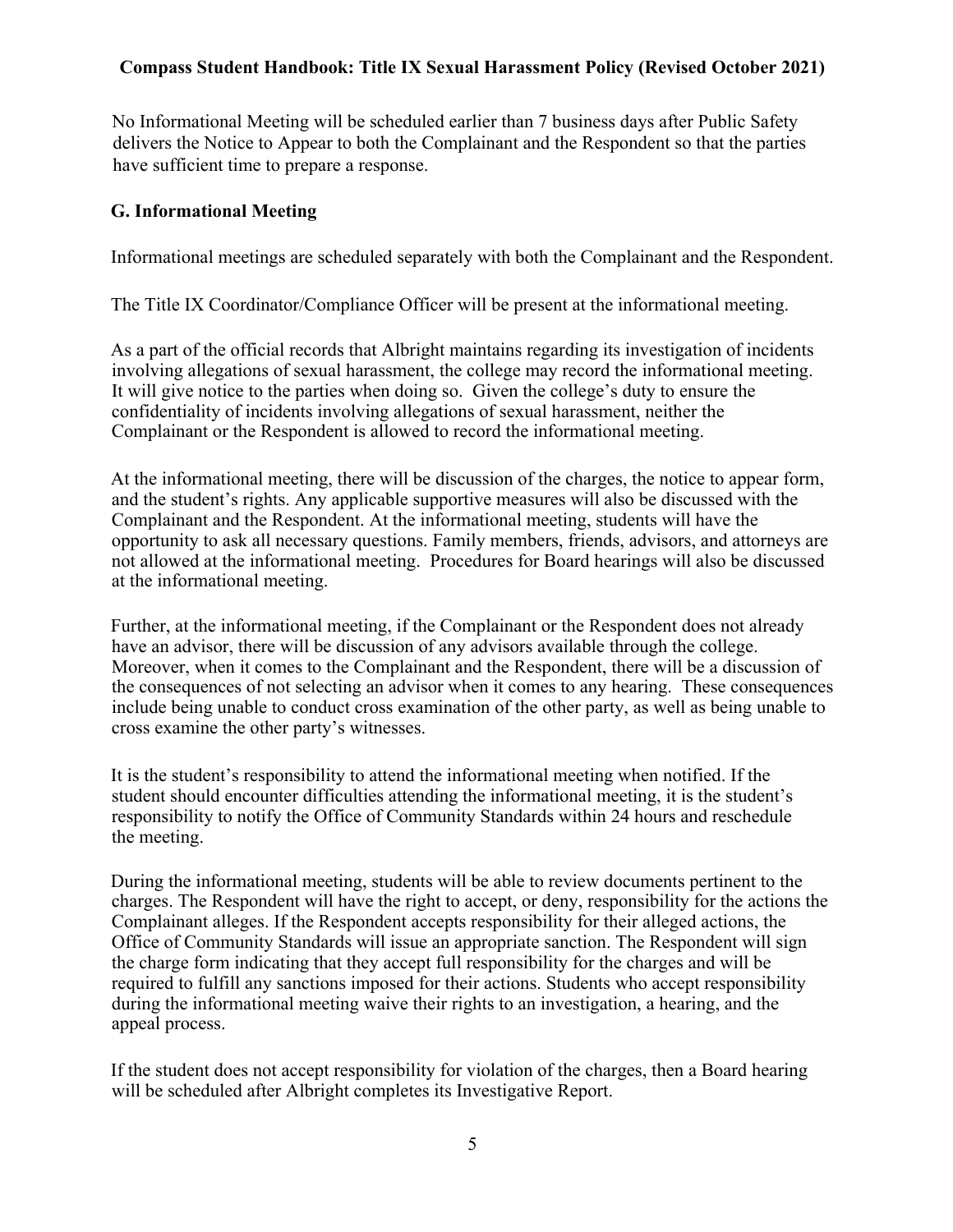No Informational Meeting will be scheduled earlier than 7 business days after Public Safety delivers the Notice to Appear to both the Complainant and the Respondent so that the parties have sufficient time to prepare a response.

### G. Informational Meeting

Informational meetings are scheduled separately with both the Complainant and the Respondent.

The Title IX Coordinator/Compliance Officer will be present at the informational meeting.

As a part of the official records that Albright maintains regarding its investigation of incidents involving allegations of sexual harassment, the college may record the informational meeting. It will give notice to the parties when doing so. Given the college's duty to ensure the confidentiality of incidents involving allegations of sexual harassment, neither the Complainant or the Respondent is allowed to record the informational meeting.

At the informational meeting, there will be discussion of the charges, the notice to appear form, and the student's rights. Any applicable supportive measures will also be discussed with the Complainant and the Respondent. At the informational meeting, students will have the opportunity to ask all necessary questions. Family members, friends, advisors, and attorneys are not allowed at the informational meeting. Procedures for Board hearings will also be discussed at the informational meeting.

Further, at the informational meeting, if the Complainant or the Respondent does not already have an advisor, there will be discussion of any advisors available through the college. Moreover, when it comes to the Complainant and the Respondent, there will be a discussion of the consequences of not selecting an advisor when it comes to any hearing. These consequences include being unable to conduct cross examination of the other party, as well as being unable to cross examine the other party's witnesses.

It is the student's responsibility to attend the informational meeting when notified. If the student should encounter difficulties attending the informational meeting, it is the student's responsibility to notify the Office of Community Standards within 24 hours and reschedule the meeting.

During the informational meeting, students will be able to review documents pertinent to the charges. The Respondent will have the right to accept, or deny, responsibility for the actions the Complainant alleges. If the Respondent accepts responsibility for their alleged actions, the Office of Community Standards will issue an appropriate sanction. The Respondent will sign the charge form indicating that they accept full responsibility for the charges and will be required to fulfill any sanctions imposed for their actions. Students who accept responsibility during the informational meeting waive their rights to an investigation, a hearing, and the appeal process.

If the student does not accept responsibility for violation of the charges, then a Board hearing will be scheduled after Albright completes its Investigative Report.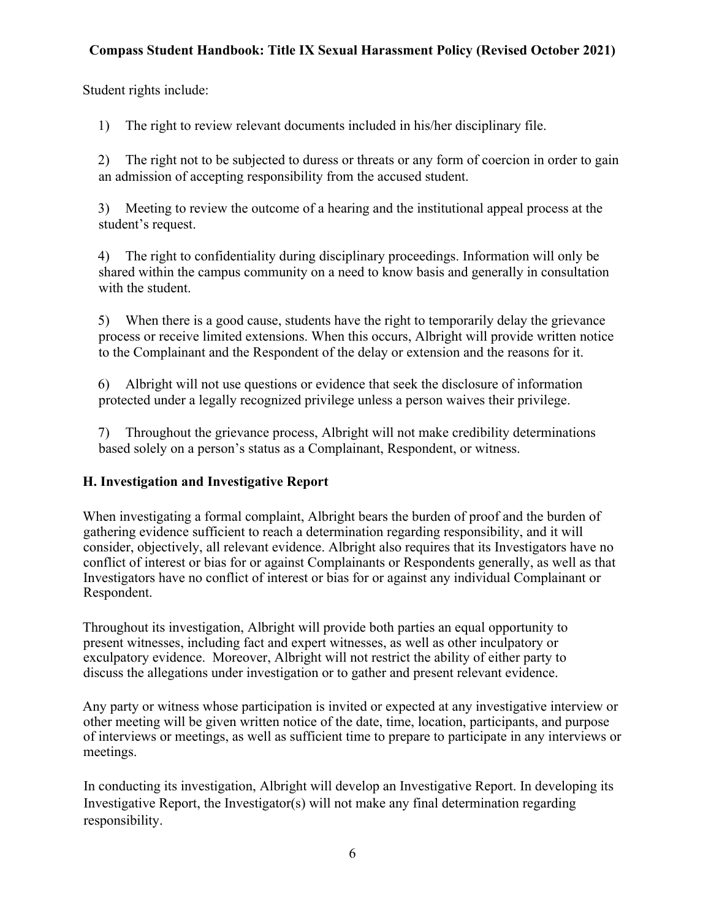Student rights include:

1) The right to review relevant documents included in his/her disciplinary file.

2) The right not to be subjected to duress or threats or any form of coercion in order to gain an admission of accepting responsibility from the accused student.

3) Meeting to review the outcome of a hearing and the institutional appeal process at the student's request.

4) The right to confidentiality during disciplinary proceedings. Information will only be shared within the campus community on a need to know basis and generally in consultation with the student.

5) When there is a good cause, students have the right to temporarily delay the grievance process or receive limited extensions. When this occurs, Albright will provide written notice to the Complainant and the Respondent of the delay or extension and the reasons for it.

6) Albright will not use questions or evidence that seek the disclosure of information protected under a legally recognized privilege unless a person waives their privilege.

7) Throughout the grievance process, Albright will not make credibility determinations based solely on a person's status as a Complainant, Respondent, or witness.

## H. Investigation and Investigative Report

When investigating a formal complaint, Albright bears the burden of proof and the burden of gathering evidence sufficient to reach a determination regarding responsibility, and it will consider, objectively, all relevant evidence. Albright also requires that its Investigators have no conflict of interest or bias for or against Complainants or Respondents generally, as well as that Investigators have no conflict of interest or bias for or against any individual Complainant or Respondent.

Throughout its investigation, Albright will provide both parties an equal opportunity to present witnesses, including fact and expert witnesses, as well as other inculpatory or exculpatory evidence. Moreover, Albright will not restrict the ability of either party to discuss the allegations under investigation or to gather and present relevant evidence.

Any party or witness whose participation is invited or expected at any investigative interview or other meeting will be given written notice of the date, time, location, participants, and purpose of interviews or meetings, as well as sufficient time to prepare to participate in any interviews or meetings.

In conducting its investigation, Albright will develop an Investigative Report. In developing its Investigative Report, the Investigator(s) will not make any final determination regarding responsibility.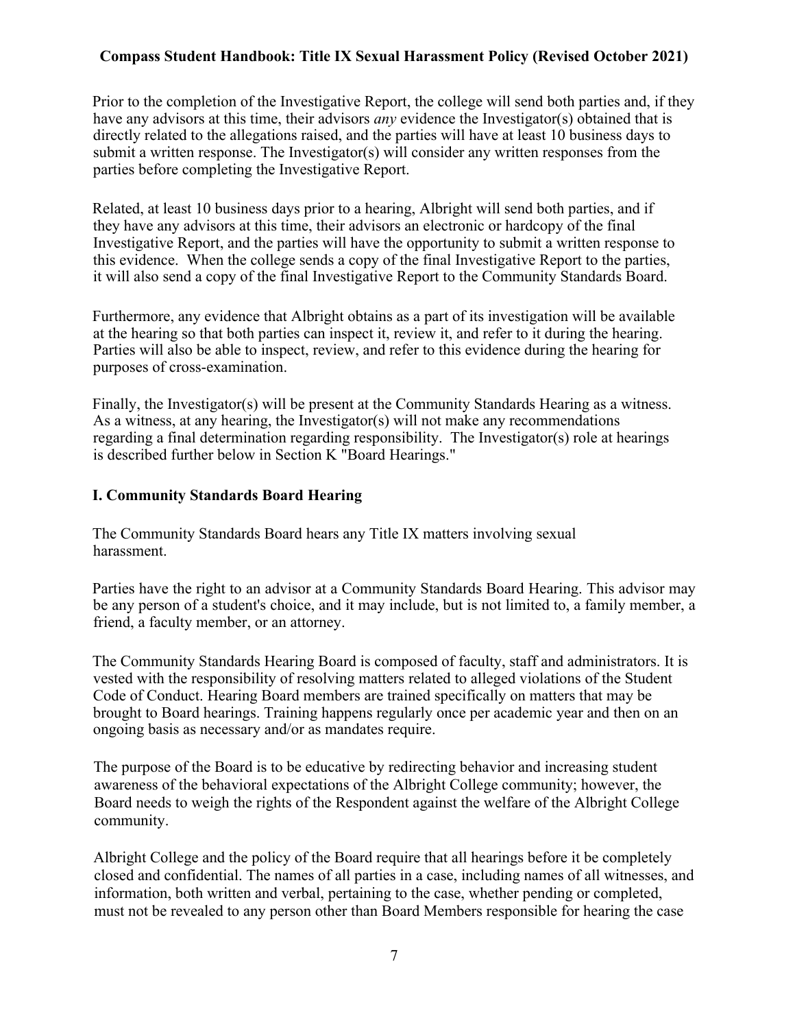Prior to the completion of the Investigative Report, the college will send both parties and, if they have any advisors at this time, their advisors *any* evidence the Investigator(s) obtained that is directly related to the allegations raised, and the parties will have at least 10 business days to submit a written response. The Investigator(s) will consider any written responses from the parties before completing the Investigative Report.

Related, at least 10 business days prior to a hearing, Albright will send both parties, and if they have any advisors at this time, their advisors an electronic or hardcopy of the final Investigative Report, and the parties will have the opportunity to submit a written response to this evidence. When the college sends a copy of the final Investigative Report to the parties, it will also send a copy of the final Investigative Report to the Community Standards Board.

Furthermore, any evidence that Albright obtains as a part of its investigation will be available at the hearing so that both parties can inspect it, review it, and refer to it during the hearing. Parties will also be able to inspect, review, and refer to this evidence during the hearing for purposes of cross-examination.

Finally, the Investigator(s) will be present at the Community Standards Hearing as a witness. As a witness, at any hearing, the Investigator(s) will not make any recommendations regarding a final determination regarding responsibility. The Investigator(s) role at hearings is described further below in Section K "Board Hearings."

## I. Community Standards Board Hearing

The Community Standards Board hears any Title IX matters involving sexual harassment.

Parties have the right to an advisor at a Community Standards Board Hearing. This advisor may be any person of a student's choice, and it may include, but is not limited to, a family member, a friend, a faculty member, or an attorney.

The Community Standards Hearing Board is composed of faculty, staff and administrators. It is vested with the responsibility of resolving matters related to alleged violations of the Student Code of Conduct. Hearing Board members are trained specifically on matters that may be brought to Board hearings. Training happens regularly once per academic year and then on an ongoing basis as necessary and/or as mandates require.

The purpose of the Board is to be educative by redirecting behavior and increasing student awareness of the behavioral expectations of the Albright College community; however, the Board needs to weigh the rights of the Respondent against the welfare of the Albright College community.

Albright College and the policy of the Board require that all hearings before it be completely closed and confidential. The names of all parties in a case, including names of all witnesses, and information, both written and verbal, pertaining to the case, whether pending or completed, must not be revealed to any person other than Board Members responsible for hearing the case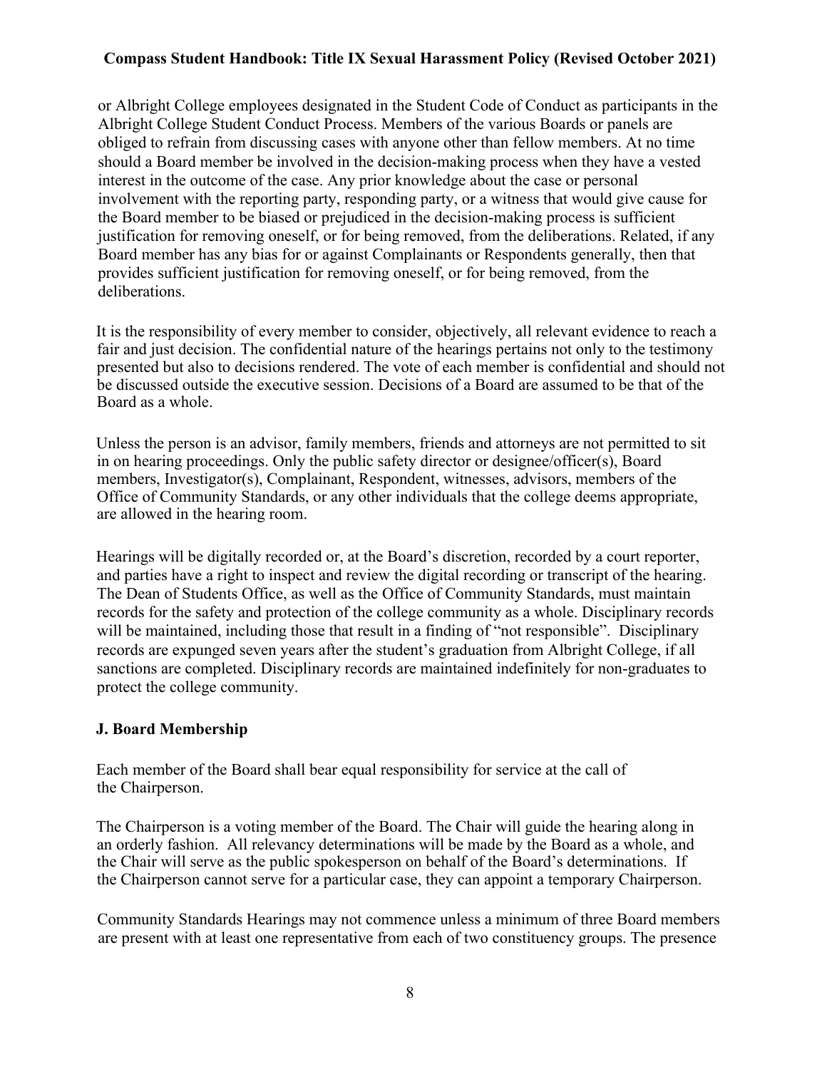or Albright College employees designated in the Student Code of Conduct as participants in the Albright College Student Conduct Process. Members of the various Boards or panels are obliged to refrain from discussing cases with anyone other than fellow members. At no time should a Board member be involved in the decision-making process when they have a vested interest in the outcome of the case. Any prior knowledge about the case or personal involvement with the reporting party, responding party, or a witness that would give cause for the Board member to be biased or prejudiced in the decision-making process is sufficient justification for removing oneself, or for being removed, from the deliberations. Related, if any Board member has any bias for or against Complainants or Respondents generally, then that provides sufficient justification for removing oneself, or for being removed, from the deliberations.

It is the responsibility of every member to consider, objectively, all relevant evidence to reach a fair and just decision. The confidential nature of the hearings pertains not only to the testimony presented but also to decisions rendered. The vote of each member is confidential and should not be discussed outside the executive session. Decisions of a Board are assumed to be that of the Board as a whole.

Unless the person is an advisor, family members, friends and attorneys are not permitted to sit in on hearing proceedings. Only the public safety director or designee/officer(s), Board members, Investigator(s), Complainant, Respondent, witnesses, advisors, members of the Office of Community Standards, or any other individuals that the college deems appropriate, are allowed in the hearing room.

Hearings will be digitally recorded or, at the Board's discretion, recorded by a court reporter, and parties have a right to inspect and review the digital recording or transcript of the hearing. The Dean of Students Office, as well as the Office of Community Standards, must maintain records for the safety and protection of the college community as a whole. Disciplinary records will be maintained, including those that result in a finding of "not responsible". Disciplinary records are expunged seven years after the student's graduation from Albright College, if all sanctions are completed. Disciplinary records are maintained indefinitely for non-graduates to protect the college community.

**J. Board Membership**

Each member of the Board shall bear equal responsibility for service at the call of the Chairperson.

The Chairperson is a voting member of the Board. The Chair will guide the hearing along in an orderly fashion. All relevancy determinations will be made by the Board as a whole, and the Chair will serve as the public spokesperson on behalf of the Board's determinations. If the Chairperson cannot serve for a particular case, they can appoint a temporary Chairperson.

Community Standards Hearings may not commence unless a minimum of three Board members are present with at least one representative from each of two constituency groups. The presence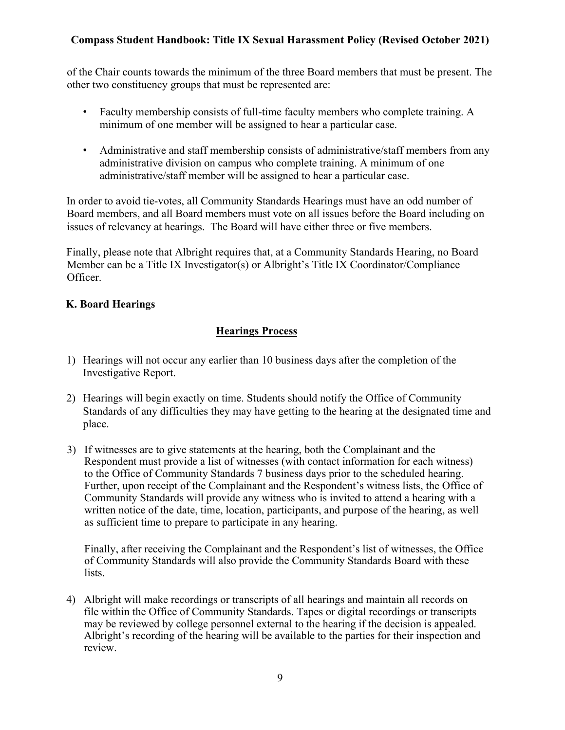of the Chair counts towards the minimum of the three Board members that must be present. The other two constituency groups that must be represented are:

- Faculty membership consists of full-time faculty members who complete training. A minimum of one member will be assigned to hear a particular case.
- Administrative and staff membership consists of administrative/staff members from any administrative division on campus who complete training. A minimum of one administrative/staff member will be assigned to hear a particular case.

In order to avoid tie-votes, all Community Standards Hearings must have an odd number of Board members, and all Board members must vote on all issues before the Board including on issues of relevancy at hearings. The Board will have either three or five members.

Finally, please note that Albright requires that, at a Community Standards Hearing, no Board Member can be a Title IX Investigator(s) or Albright's Title IX Coordinator/Compliance Officer.

### K. Board Hearings

**Hearings Process**

1) Hearings will not occur any earlier than 10 business days after the completion of the Investigative Report.

2) Hearings will begin exactly on time. Students should notify the Office of Community Standards of any difficulties they may have getting to the hearing at the designated time and place.

3) If witnesses are to give statements at the hearing, both the Complainant and the Respondent must provide a list of witnesses (with contact information for each witness) to the Office of Community Standards 7 business days prior to the scheduled hearing. Further, upon receipt of the Complainant and the Respondent's witness lists, the Office of Community Standards will provide any witness who is invited to attend a hearing with a written notice of the date, time, location, participants, and purpose of the hearing, as well as sufficient time to prepare to participate in any hearing.

   Finally, after receiving the Complainant and the Respondent's list of witnesses, the Office of Community Standards will also provide the Community Standards Board with these lists.

4) Albright will make recordings or transcripts of all hearings and maintain all records on file within the Office of Community Standards. Tapes or digital recordings or transcripts may be reviewed by college personnel external to the hearing if the decision is appealed. Albright's recording of the hearing will be available to the parties for their inspection and review.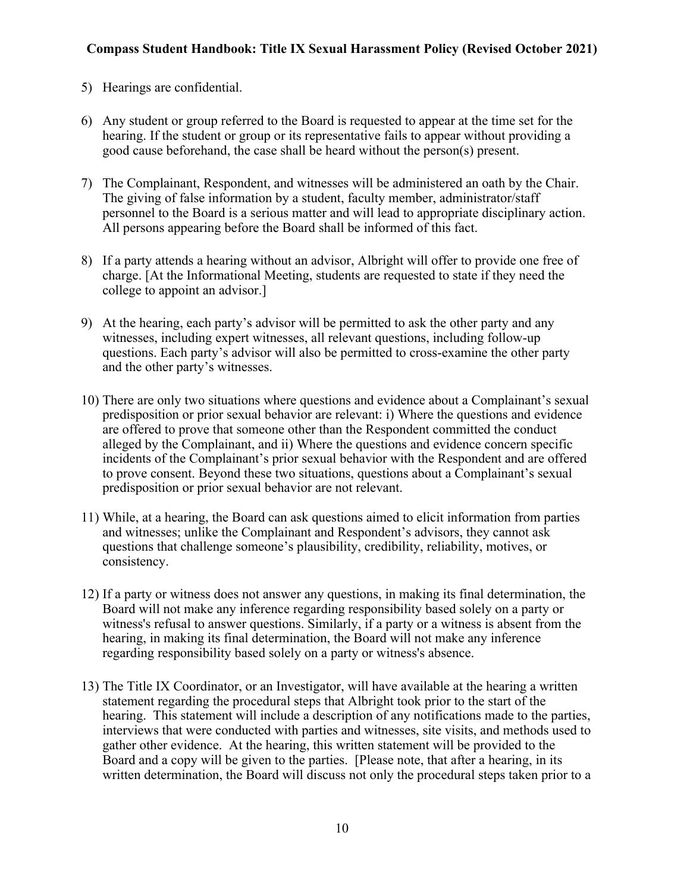5) Hearings are confidential.

6) Any student or group referred to the Board is requested to appear at the time set for the hearing. If the student or group or its representative fails to appear without providing a good cause beforehand, the case shall be heard without the person(s) present.

7) The Complainant, Respondent, and witnesses will be administered an oath by the Chair. The giving of false information by a student, faculty member, administrator/staff personnel to the Board is a serious matter and will lead to appropriate disciplinary action. All persons appearing before the Board shall be informed of this fact.

8) If a party attends a hearing without an advisor, Albright will offer to provide one free of charge. [At the Informational Meeting, students are requested to state if they need the college to appoint an advisor.]

9) At the hearing, each party's advisor will be permitted to ask the other party and any witnesses, including expert witnesses, all relevant questions, including follow-up questions. Each party's advisor will also be permitted to cross-examine the other party and the other party's witnesses.

10) There are only two situations where questions and evidence about a Complainant's sexual predisposition or prior sexual behavior are relevant: i) Where the questions and evidence are offered to prove that someone other than the Respondent committed the conduct alleged by the Complainant, and ii) Where the questions and evidence concern specific incidents of the Complainant's prior sexual behavior with the Respondent and are offered to prove consent. Beyond these two situations, questions about a Complainant's sexual predisposition or prior sexual behavior are not relevant.

11) While, at a hearing, the Board can ask questions aimed to elicit information from parties and witnesses; unlike the Complainant and Respondent's advisors, they cannot ask questions that challenge someone's plausibility, credibility, reliability, motives, or consistency.

12) If a party or witness does not answer any questions, in making its final determination, the Board will not make any inference regarding responsibility based solely on a party or witness's refusal to answer questions. Similarly, if a party or a witness is absent from the hearing, in making its final determination, the Board will not make any inference regarding responsibility based solely on a party or witness's absence.

13) The Title IX Coordinator, or an Investigator, will have available at the hearing a written statement regarding the procedural steps that Albright took prior to the start of the hearing. This statement will include a description of any notifications made to the parties, interviews that were conducted with parties and witnesses, site visits, and methods used to gather other evidence. At the hearing, this written statement will be provided to the Board and a copy will be given to the parties. [Please note, that after a hearing, in its written determination, the Board will discuss not only the procedural steps taken prior to a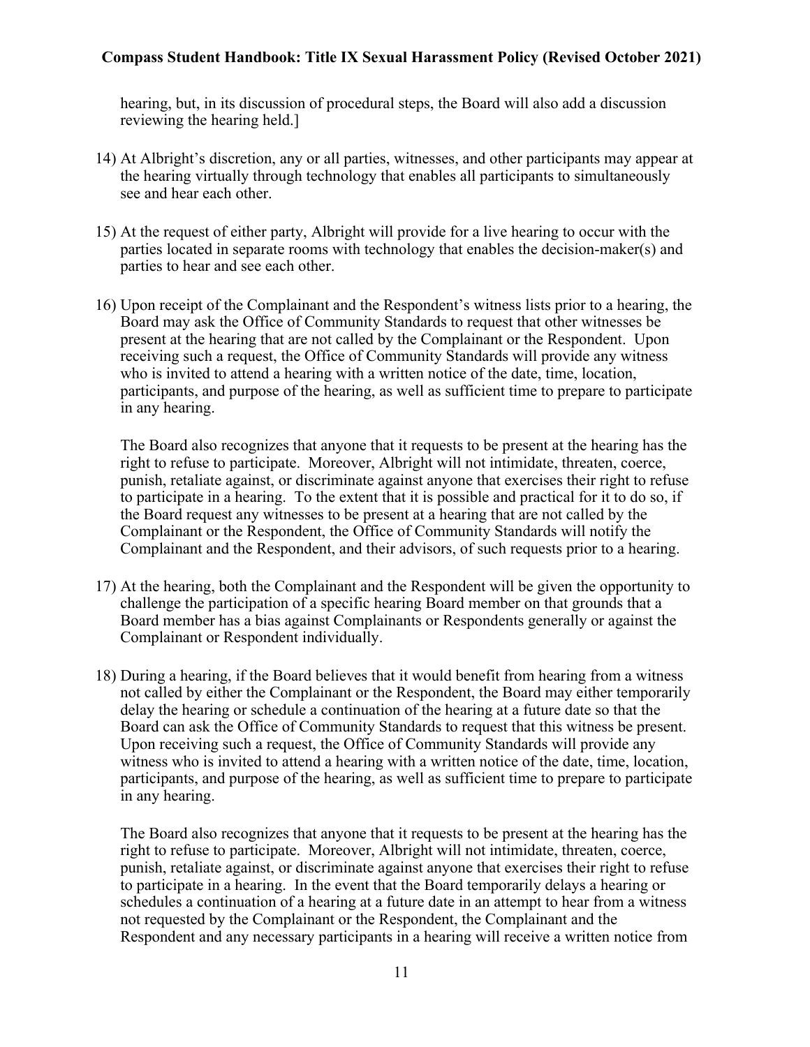hearing, but, in its discussion of procedural steps, the Board will also add a discussion reviewing the hearing held.]

14) At Albright's discretion, any or all parties, witnesses, and other participants may appear at the hearing virtually through technology that enables all participants to simultaneously see and hear each other.

15) At the request of either party, Albright will provide for a live hearing to occur with the parties located in separate rooms with technology that enables the decision-maker(s) and parties to hear and see each other.

16) Upon receipt of the Complainant and the Respondent's witness lists prior to a hearing, the Board may ask the Office of Community Standards to request that other witnesses be present at the hearing that are not called by the Complainant or the Respondent. Upon receiving such a request, the Office of Community Standards will provide any witness who is invited to attend a hearing with a written notice of the date, time, location, participants, and purpose of the hearing, as well as sufficient time to prepare to participate in any hearing.

    The Board also recognizes that anyone that it requests to be present at the hearing has the right to refuse to participate. Moreover, Albright will not intimidate, threaten, coerce, punish, retaliate against, or discriminate against anyone that exercises their right to refuse to participate in a hearing. To the extent that it is possible and practical for it to do so, if the Board request any witnesses to be present at a hearing that are not called by the Complainant or the Respondent, the Office of Community Standards will notify the Complainant and the Respondent, and their advisors, of such requests prior to a hearing.

17) At the hearing, both the Complainant and the Respondent will be given the opportunity to challenge the participation of a specific hearing Board member on that grounds that a Board member has a bias against Complainants or Respondents generally or against the Complainant or Respondent individually.

18) During a hearing, if the Board believes that it would benefit from hearing from a witness not called by either the Complainant or the Respondent, the Board may either temporarily delay the hearing or schedule a continuation of the hearing at a future date so that the Board can ask the Office of Community Standards to request that this witness be present. Upon receiving such a request, the Office of Community Standards will provide any witness who is invited to attend a hearing with a written notice of the date, time, location, participants, and purpose of the hearing, as well as sufficient time to prepare to participate in any hearing.

    The Board also recognizes that anyone that it requests to be present at the hearing has the right to refuse to participate. Moreover, Albright will not intimidate, threaten, coerce, punish, retaliate against, or discriminate against anyone that exercises their right to refuse to participate in a hearing. In the event that the Board temporarily delays a hearing or schedules a continuation of a hearing at a future date in an attempt to hear from a witness not requested by the Complainant or the Respondent, the Complainant and the Respondent and any necessary participants in a hearing will receive a written notice from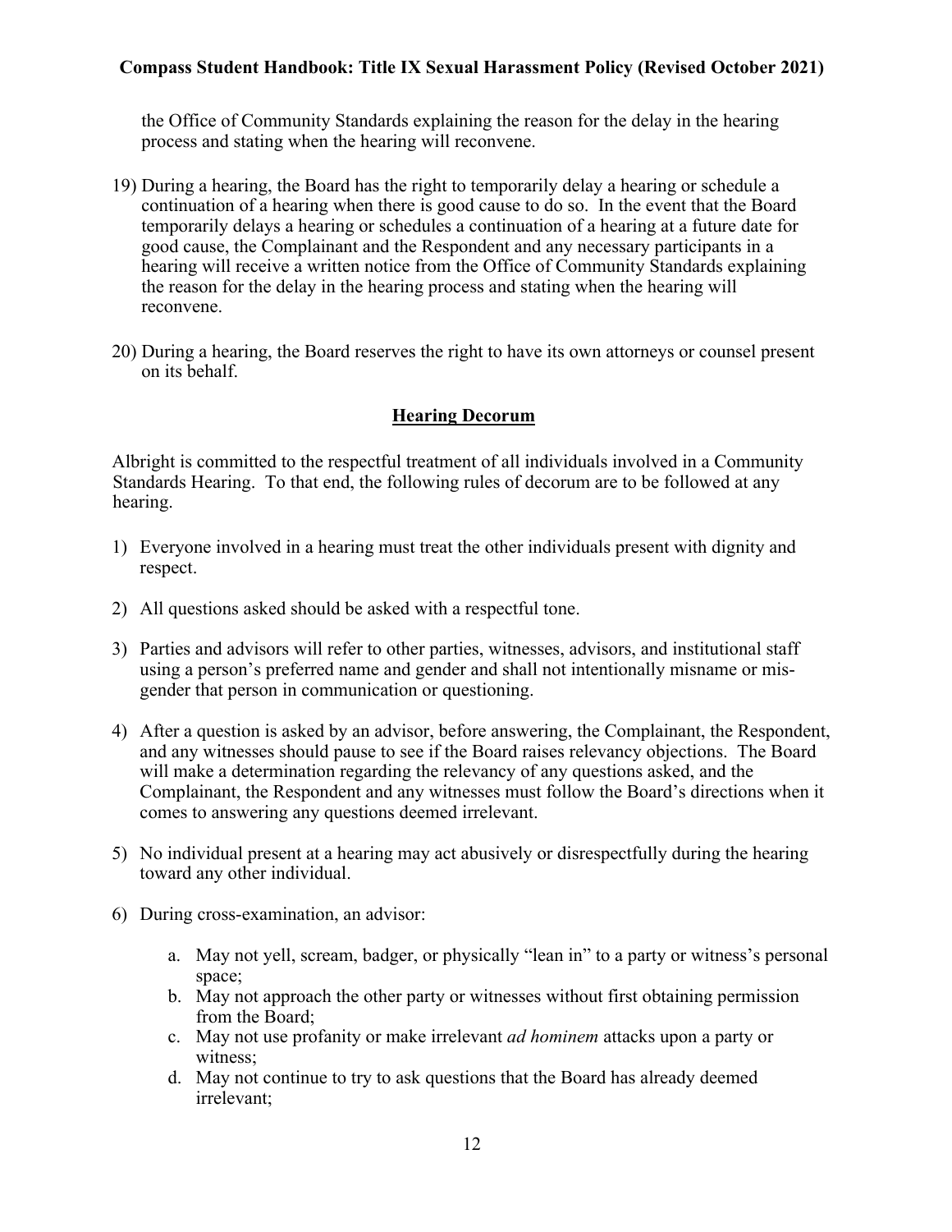the Office of Community Standards explaining the reason for the delay in the hearing process and stating when the hearing will reconvene.

19) During a hearing, the Board has the right to temporarily delay a hearing or schedule a continuation of a hearing when there is good cause to do so. In the event that the Board temporarily delays a hearing or schedules a continuation of a hearing at a future date for good cause, the Complainant and the Respondent and any necessary participants in a hearing will receive a written notice from the Office of Community Standards explaining the reason for the delay in the hearing process and stating when the hearing will reconvene.

20) During a hearing, the Board reserves the right to have its own attorneys or counsel present on its behalf.

## Hearing Decorum

Albright is committed to the respectful treatment of all individuals involved in a Community Standards Hearing. To that end, the following rules of decorum are to be followed at any hearing.

1) Everyone involved in a hearing must treat the other individuals present with dignity and respect.

2) All questions asked should be asked with a respectful tone.

3) Parties and advisors will refer to other parties, witnesses, advisors, and institutional staff using a person's preferred name and gender and shall not intentionally misname or mis-gender that person in communication or questioning.

4) After a question is asked by an advisor, before answering, the Complainant, the Respondent, and any witnesses should pause to see if the Board raises relevancy objections. The Board will make a determination regarding the relevancy of any questions asked, and the Complainant, the Respondent and any witnesses must follow the Board's directions when it comes to answering any questions deemed irrelevant.

5) No individual present at a hearing may act abusively or disrespectfully during the hearing toward any other individual.

6) During cross-examination, an advisor:

    a. May not yell, scream, badger, or physically "lean in" to a party or witness's personal space;
    b. May not approach the other party or witnesses without first obtaining permission from the Board;
    c. May not use profanity or make irrelevant *ad hominem* attacks upon a party or witness;
    d. May not continue to try to ask questions that the Board has already deemed irrelevant;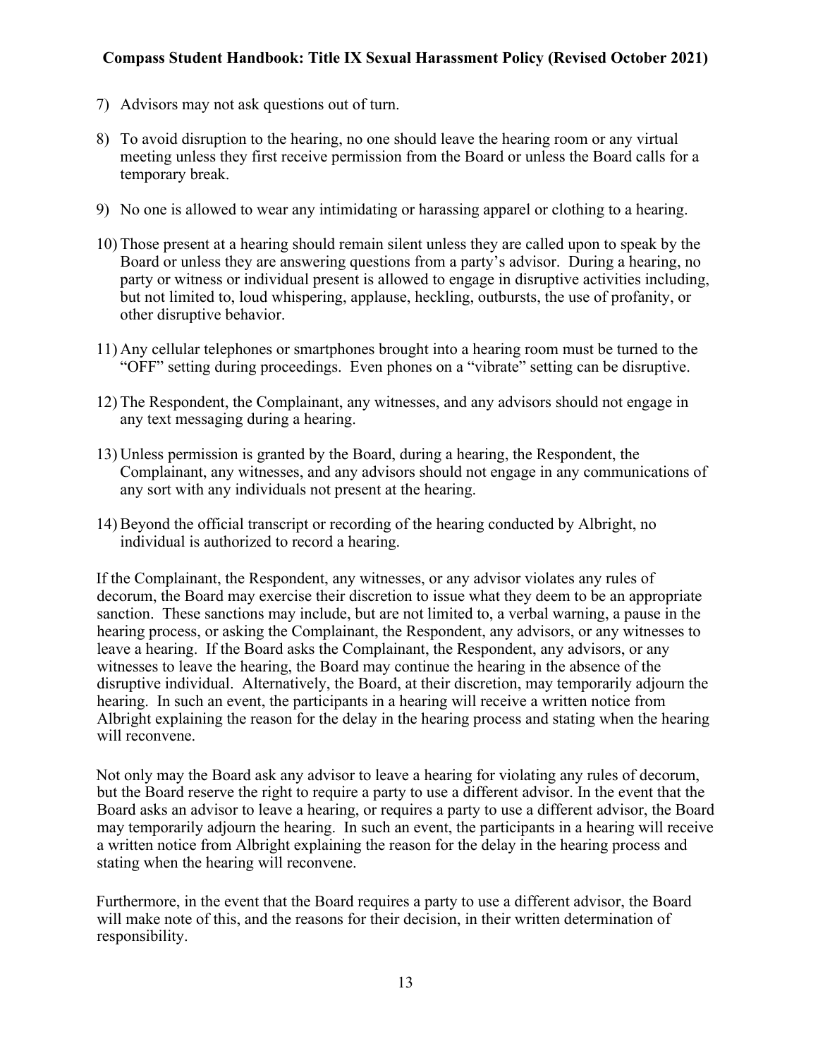7) Advisors may not ask questions out of turn.

8) To avoid disruption to the hearing, no one should leave the hearing room or any virtual meeting unless they first receive permission from the Board or unless the Board calls for a temporary break.

9) No one is allowed to wear any intimidating or harassing apparel or clothing to a hearing.

10) Those present at a hearing should remain silent unless they are called upon to speak by the Board or unless they are answering questions from a party's advisor. During a hearing, no party or witness or individual present is allowed to engage in disruptive activities including, but not limited to, loud whispering, applause, heckling, outbursts, the use of profanity, or other disruptive behavior.

11) Any cellular telephones or smartphones brought into a hearing room must be turned to the "OFF" setting during proceedings. Even phones on a "vibrate" setting can be disruptive.

12) The Respondent, the Complainant, any witnesses, and any advisors should not engage in any text messaging during a hearing.

13) Unless permission is granted by the Board, during a hearing, the Respondent, the Complainant, any witnesses, and any advisors should not engage in any communications of any sort with any individuals not present at the hearing.

14) Beyond the official transcript or recording of the hearing conducted by Albright, no individual is authorized to record a hearing.

If the Complainant, the Respondent, any witnesses, or any advisor violates any rules of decorum, the Board may exercise their discretion to issue what they deem to be an appropriate sanction. These sanctions may include, but are not limited to, a verbal warning, a pause in the hearing process, or asking the Complainant, the Respondent, any advisors, or any witnesses to leave a hearing. If the Board asks the Complainant, the Respondent, any advisors, or any witnesses to leave the hearing, the Board may continue the hearing in the absence of the disruptive individual. Alternatively, the Board, at their discretion, may temporarily adjourn the hearing. In such an event, the participants in a hearing will receive a written notice from Albright explaining the reason for the delay in the hearing process and stating when the hearing will reconvene.

Not only may the Board ask any advisor to leave a hearing for violating any rules of decorum, but the Board reserve the right to require a party to use a different advisor. In the event that the Board asks an advisor to leave a hearing, or requires a party to use a different advisor, the Board may temporarily adjourn the hearing. In such an event, the participants in a hearing will receive a written notice from Albright explaining the reason for the delay in the hearing process and stating when the hearing will reconvene.

Furthermore, in the event that the Board requires a party to use a different advisor, the Board will make note of this, and the reasons for their decision, in their written determination of responsibility.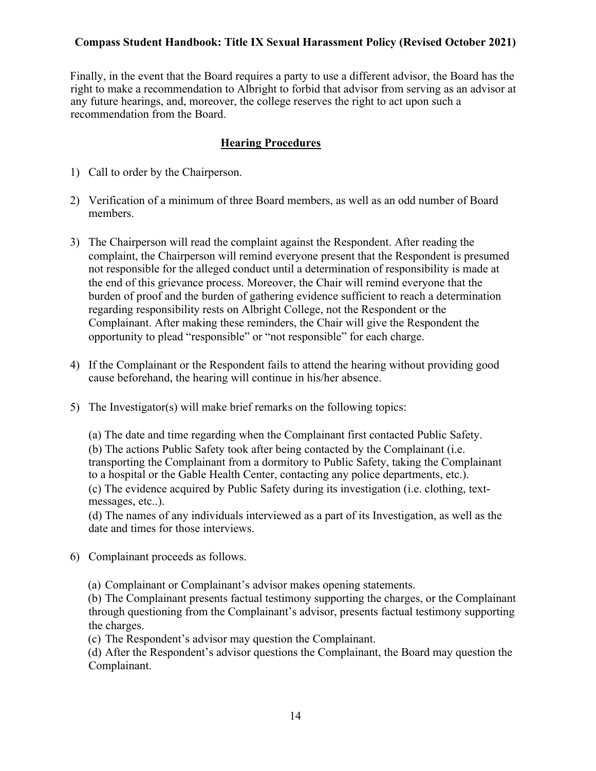Finally, in the event that the Board requires a party to use a different advisor, the Board has the right to make a recommendation to Albright to forbid that advisor from serving as an advisor at any future hearings, and, moreover, the college reserves the right to act upon such a recommendation from the Board.

## Hearing Procedures

1) Call to order by the Chairperson.

2) Verification of a minimum of three Board members, as well as an odd number of Board members.

3) The Chairperson will read the complaint against the Respondent. After reading the complaint, the Chairperson will remind everyone present that the Respondent is presumed not responsible for the alleged conduct until a determination of responsibility is made at the end of this grievance process. Moreover, the Chair will remind everyone that the burden of proof and the burden of gathering evidence sufficient to reach a determination regarding responsibility rests on Albright College, not the Respondent or the Complainant. After making these reminders, the Chair will give the Respondent the opportunity to plead "responsible" or "not responsible" for each charge.

4) If the Complainant or the Respondent fails to attend the hearing without providing good cause beforehand, the hearing will continue in his/her absence.

5) The Investigator(s) will make brief remarks on the following topics:

   (a) The date and time regarding when the Complainant first contacted Public Safety.
   (b) The actions Public Safety took after being contacted by the Complainant (i.e. transporting the Complainant from a dormitory to Public Safety, taking the Complainant to a hospital or the Gable Health Center, contacting any police departments, etc.).
   (c) The evidence acquired by Public Safety during its investigation (i.e. clothing, text-messages, etc..).
   (d) The names of any individuals interviewed as a part of its Investigation, as well as the date and times for those interviews.

6) Complainant proceeds as follows.

   (a) Complainant or Complainant's advisor makes opening statements.
   (b) The Complainant presents factual testimony supporting the charges, or the Complainant through questioning from the Complainant's advisor, presents factual testimony supporting the charges.
   (c) The Respondent's advisor may question the Complainant.
   (d) After the Respondent's advisor questions the Complainant, the Board may question the Complainant.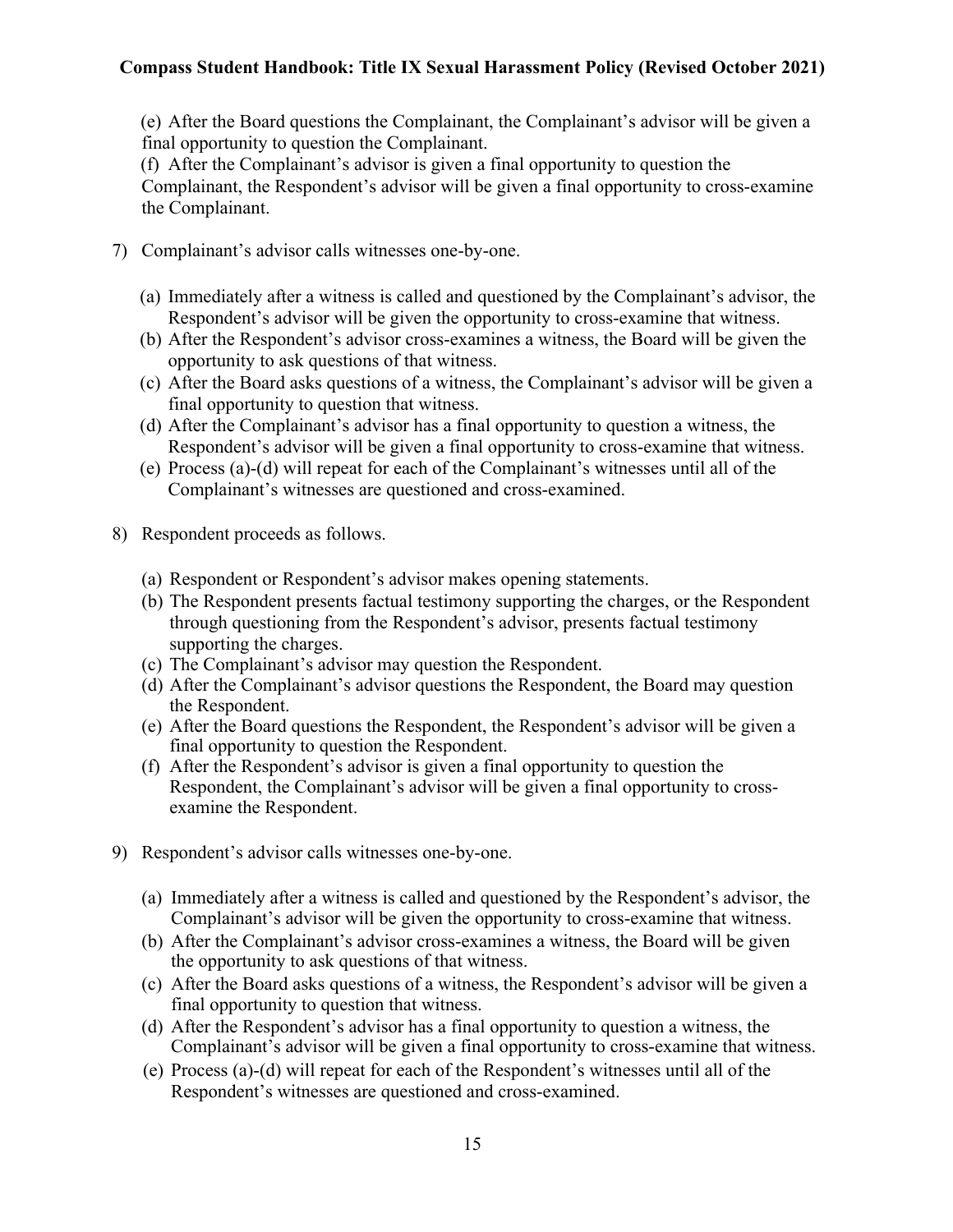(e) After the Board questions the Complainant, the Complainant's advisor will be given a final opportunity to question the Complainant.

(f) After the Complainant's advisor is given a final opportunity to question the Complainant, the Respondent's advisor will be given a final opportunity to cross-examine the Complainant.

7) Complainant's advisor calls witnesses one-by-one.

   (a) Immediately after a witness is called and questioned by the Complainant's advisor, the Respondent's advisor will be given the opportunity to cross-examine that witness.
   (b) After the Respondent's advisor cross-examines a witness, the Board will be given the opportunity to ask questions of that witness.
   (c) After the Board asks questions of a witness, the Complainant's advisor will be given a final opportunity to question that witness.
   (d) After the Complainant's advisor has a final opportunity to question a witness, the Respondent's advisor will be given a final opportunity to cross-examine that witness.
   (e) Process (a)-(d) will repeat for each of the Complainant's witnesses until all of the Complainant's witnesses are questioned and cross-examined.

8) Respondent proceeds as follows.

   (a) Respondent or Respondent's advisor makes opening statements.
   (b) The Respondent presents factual testimony supporting the charges, or the Respondent through questioning from the Respondent's advisor, presents factual testimony supporting the charges.
   (c) The Complainant's advisor may question the Respondent.
   (d) After the Complainant's advisor questions the Respondent, the Board may question the Respondent.
   (e) After the Board questions the Respondent, the Respondent's advisor will be given a final opportunity to question the Respondent.
   (f) After the Respondent's advisor is given a final opportunity to question the Respondent, the Complainant's advisor will be given a final opportunity to cross-examine the Respondent.

9) Respondent's advisor calls witnesses one-by-one.

   (a) Immediately after a witness is called and questioned by the Respondent's advisor, the Complainant's advisor will be given the opportunity to cross-examine that witness.
   (b) After the Complainant's advisor cross-examines a witness, the Board will be given the opportunity to ask questions of that witness.
   (c) After the Board asks questions of a witness, the Respondent's advisor will be given a final opportunity to question that witness.
   (d) After the Respondent's advisor has a final opportunity to question a witness, the Complainant's advisor will be given a final opportunity to cross-examine that witness.
   (e) Process (a)-(d) will repeat for each of the Respondent's witnesses until all of the Respondent's witnesses are questioned and cross-examined.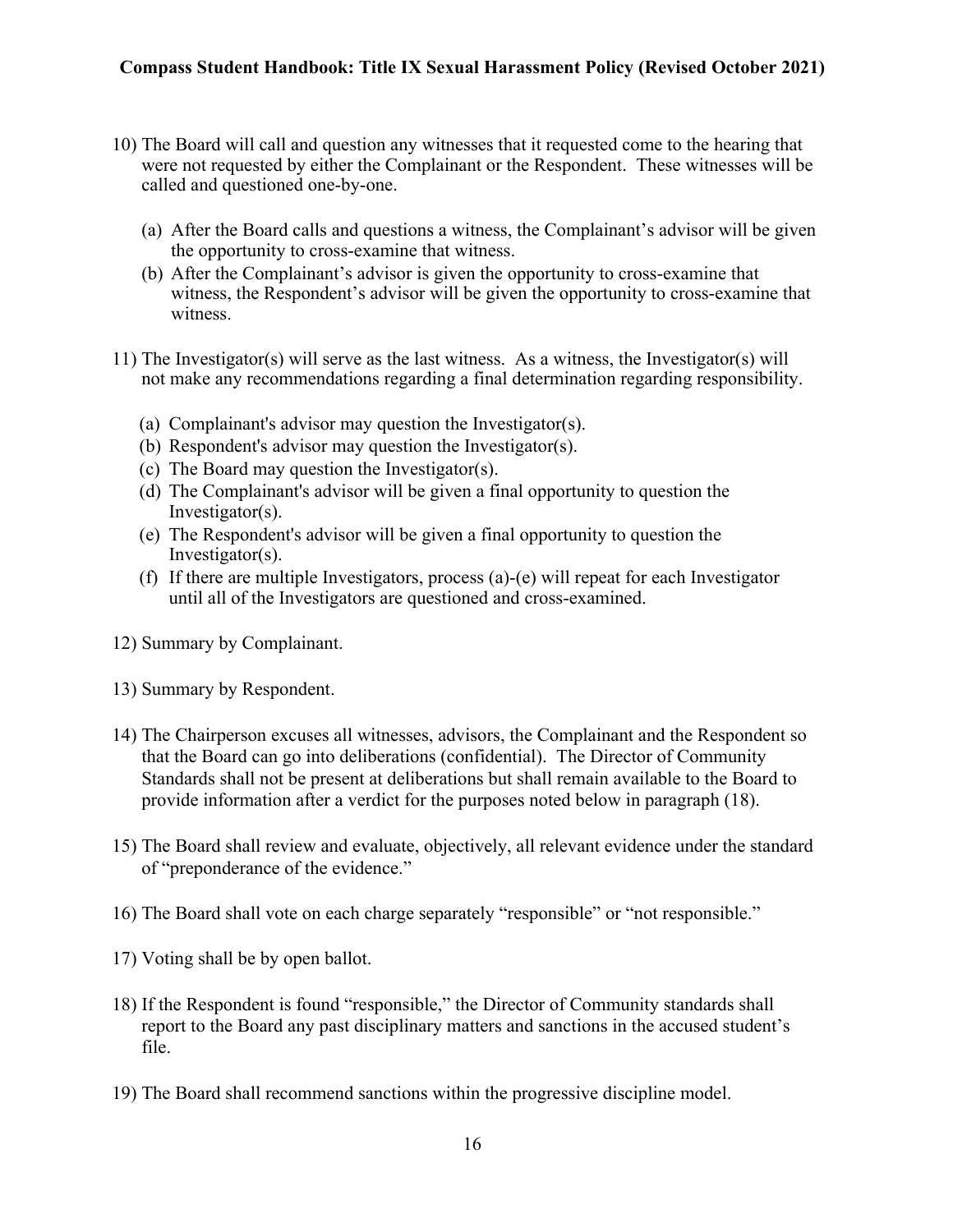10) The Board will call and question any witnesses that it requested come to the hearing that were not requested by either the Complainant or the Respondent. These witnesses will be called and questioned one-by-one.

    (a) After the Board calls and questions a witness, the Complainant's advisor will be given the opportunity to cross-examine that witness.
    (b) After the Complainant's advisor is given the opportunity to cross-examine that witness, the Respondent's advisor will be given the opportunity to cross-examine that witness.

11) The Investigator(s) will serve as the last witness. As a witness, the Investigator(s) will not make any recommendations regarding a final determination regarding responsibility.

    (a) Complainant's advisor may question the Investigator(s).
    (b) Respondent's advisor may question the Investigator(s).
    (c) The Board may question the Investigator(s).
    (d) The Complainant's advisor will be given a final opportunity to question the Investigator(s).
    (e) The Respondent's advisor will be given a final opportunity to question the Investigator(s).
    (f) If there are multiple Investigators, process (a)-(e) will repeat for each Investigator until all of the Investigators are questioned and cross-examined.

12) Summary by Complainant.

13) Summary by Respondent.

14) The Chairperson excuses all witnesses, advisors, the Complainant and the Respondent so that the Board can go into deliberations (confidential). The Director of Community Standards shall not be present at deliberations but shall remain available to the Board to provide information after a verdict for the purposes noted below in paragraph (18).

15) The Board shall review and evaluate, objectively, all relevant evidence under the standard of "preponderance of the evidence."

16) The Board shall vote on each charge separately "responsible" or "not responsible."

17) Voting shall be by open ballot.

18) If the Respondent is found "responsible," the Director of Community standards shall report to the Board any past disciplinary matters and sanctions in the accused student's file.

19) The Board shall recommend sanctions within the progressive discipline model.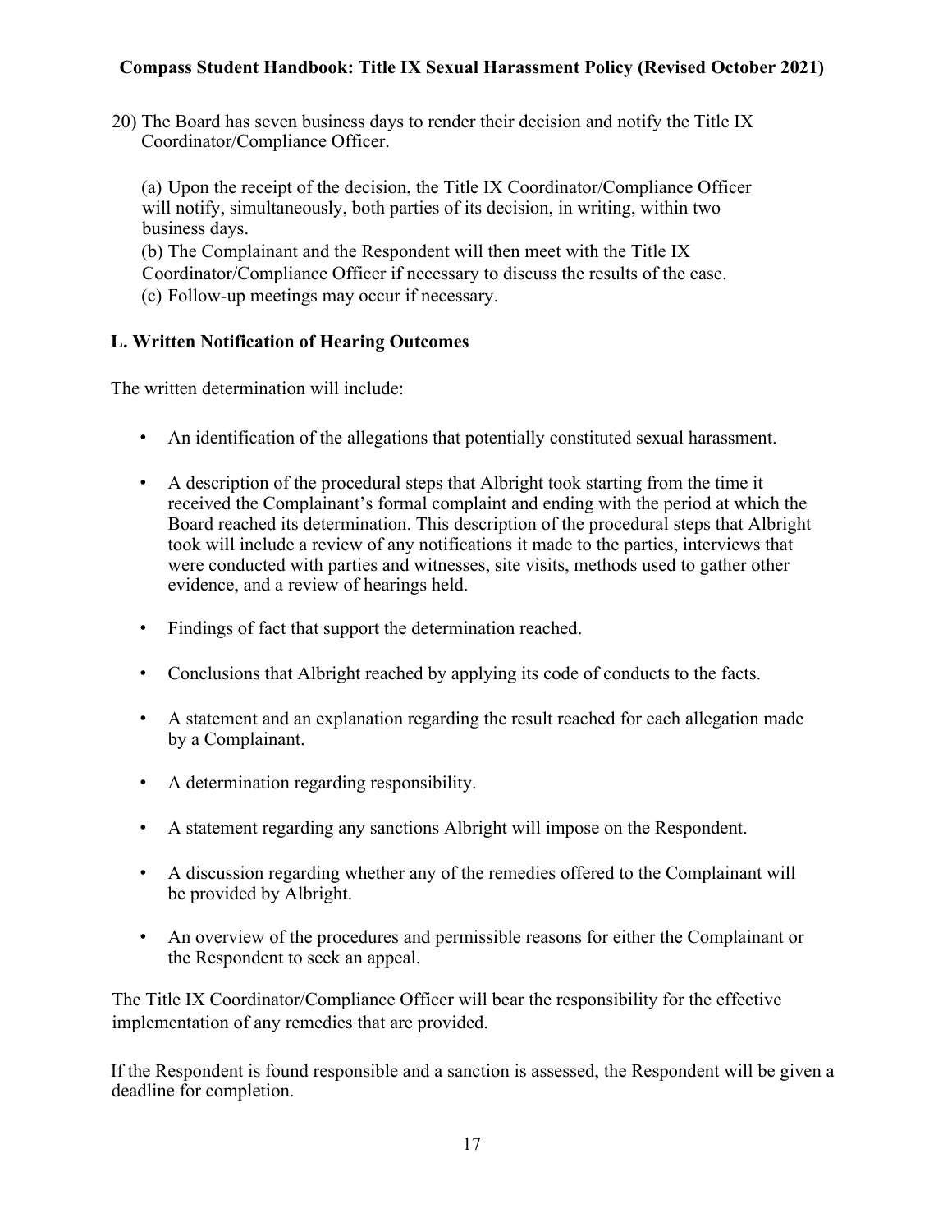20) The Board has seven business days to render their decision and notify the Title IX Coordinator/Compliance Officer.

    (a) Upon the receipt of the decision, the Title IX Coordinator/Compliance Officer will notify, simultaneously, both parties of its decision, in writing, within two business days.
    (b) The Complainant and the Respondent will then meet with the Title IX Coordinator/Compliance Officer if necessary to discuss the results of the case.
    (c) Follow-up meetings may occur if necessary.

**L. Written Notification of Hearing Outcomes**

The written determination will include:

- An identification of the allegations that potentially constituted sexual harassment.
- A description of the procedural steps that Albright took starting from the time it received the Complainant's formal complaint and ending with the period at which the Board reached its determination. This description of the procedural steps that Albright took will include a review of any notifications it made to the parties, interviews that were conducted with parties and witnesses, site visits, methods used to gather other evidence, and a review of hearings held.
- Findings of fact that support the determination reached.
- Conclusions that Albright reached by applying its code of conducts to the facts.
- A statement and an explanation regarding the result reached for each allegation made by a Complainant.
- A determination regarding responsibility.
- A statement regarding any sanctions Albright will impose on the Respondent.
- A discussion regarding whether any of the remedies offered to the Complainant will be provided by Albright.
- An overview of the procedures and permissible reasons for either the Complainant or the Respondent to seek an appeal.

The Title IX Coordinator/Compliance Officer will bear the responsibility for the effective implementation of any remedies that are provided.

If the Respondent is found responsible and a sanction is assessed, the Respondent will be given a deadline for completion.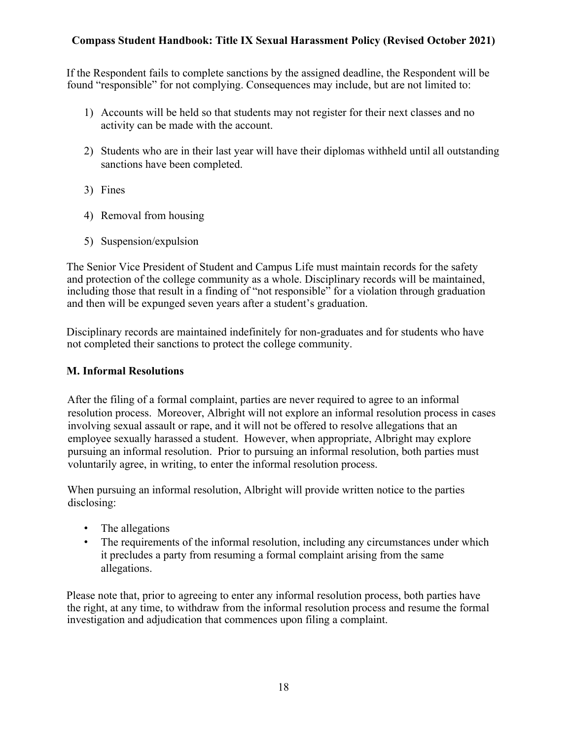If the Respondent fails to complete sanctions by the assigned deadline, the Respondent will be found "responsible" for not complying. Consequences may include, but are not limited to:

1) Accounts will be held so that students may not register for their next classes and no activity can be made with the account.
2) Students who are in their last year will have their diplomas withheld until all outstanding sanctions have been completed.
3) Fines
4) Removal from housing
5) Suspension/expulsion

The Senior Vice President of Student and Campus Life must maintain records for the safety and protection of the college community as a whole. Disciplinary records will be maintained, including those that result in a finding of "not responsible" for a violation through graduation and then will be expunged seven years after a student's graduation.

Disciplinary records are maintained indefinitely for non-graduates and for students who have not completed their sanctions to protect the college community.

**M. Informal Resolutions**

After the filing of a formal complaint, parties are never required to agree to an informal resolution process. Moreover, Albright will not explore an informal resolution process in cases involving sexual assault or rape, and it will not be offered to resolve allegations that an employee sexually harassed a student. However, when appropriate, Albright may explore pursuing an informal resolution. Prior to pursuing an informal resolution, both parties must voluntarily agree, in writing, to enter the informal resolution process.

When pursuing an informal resolution, Albright will provide written notice to the parties disclosing:

- The allegations
- The requirements of the informal resolution, including any circumstances under which it precludes a party from resuming a formal complaint arising from the same allegations.

Please note that, prior to agreeing to enter any informal resolution process, both parties have the right, at any time, to withdraw from the informal resolution process and resume the formal investigation and adjudication that commences upon filing a complaint.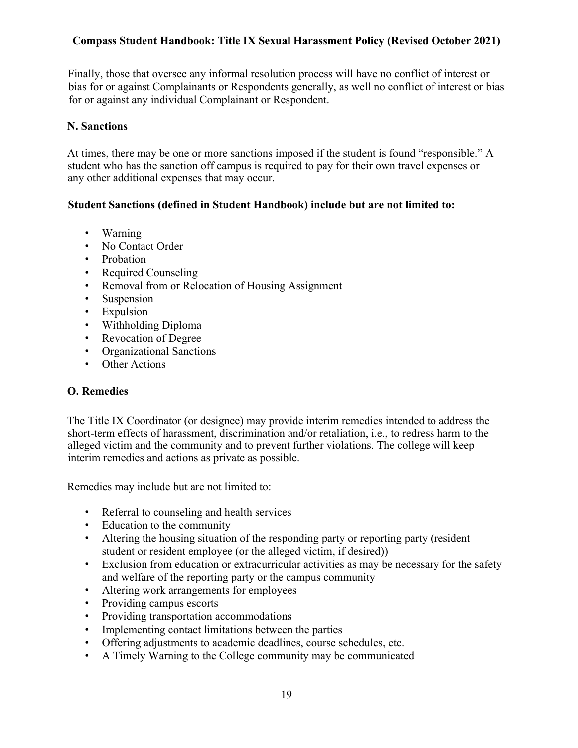Finally, those that oversee any informal resolution process will have no conflict of interest or bias for or against Complainants or Respondents generally, as well no conflict of interest or bias for or against any individual Complainant or Respondent.

### N. Sanctions

At times, there may be one or more sanctions imposed if the student is found "responsible." A student who has the sanction off campus is required to pay for their own travel expenses or any other additional expenses that may occur.

**Student Sanctions (defined in Student Handbook) include but are not limited to:**

- Warning
- No Contact Order
- Probation
- Required Counseling
- Removal from or Relocation of Housing Assignment
- Suspension
- Expulsion
- Withholding Diploma
- Revocation of Degree
- Organizational Sanctions
- Other Actions

### O. Remedies

The Title IX Coordinator (or designee) may provide interim remedies intended to address the short-term effects of harassment, discrimination and/or retaliation, i.e., to redress harm to the alleged victim and the community and to prevent further violations. The college will keep interim remedies and actions as private as possible.

Remedies may include but are not limited to:

- Referral to counseling and health services
- Education to the community
- Altering the housing situation of the responding party or reporting party (resident student or resident employee (or the alleged victim, if desired))
- Exclusion from education or extracurricular activities as may be necessary for the safety and welfare of the reporting party or the campus community
- Altering work arrangements for employees
- Providing campus escorts
- Providing transportation accommodations
- Implementing contact limitations between the parties
- Offering adjustments to academic deadlines, course schedules, etc.
- A Timely Warning to the College community may be communicated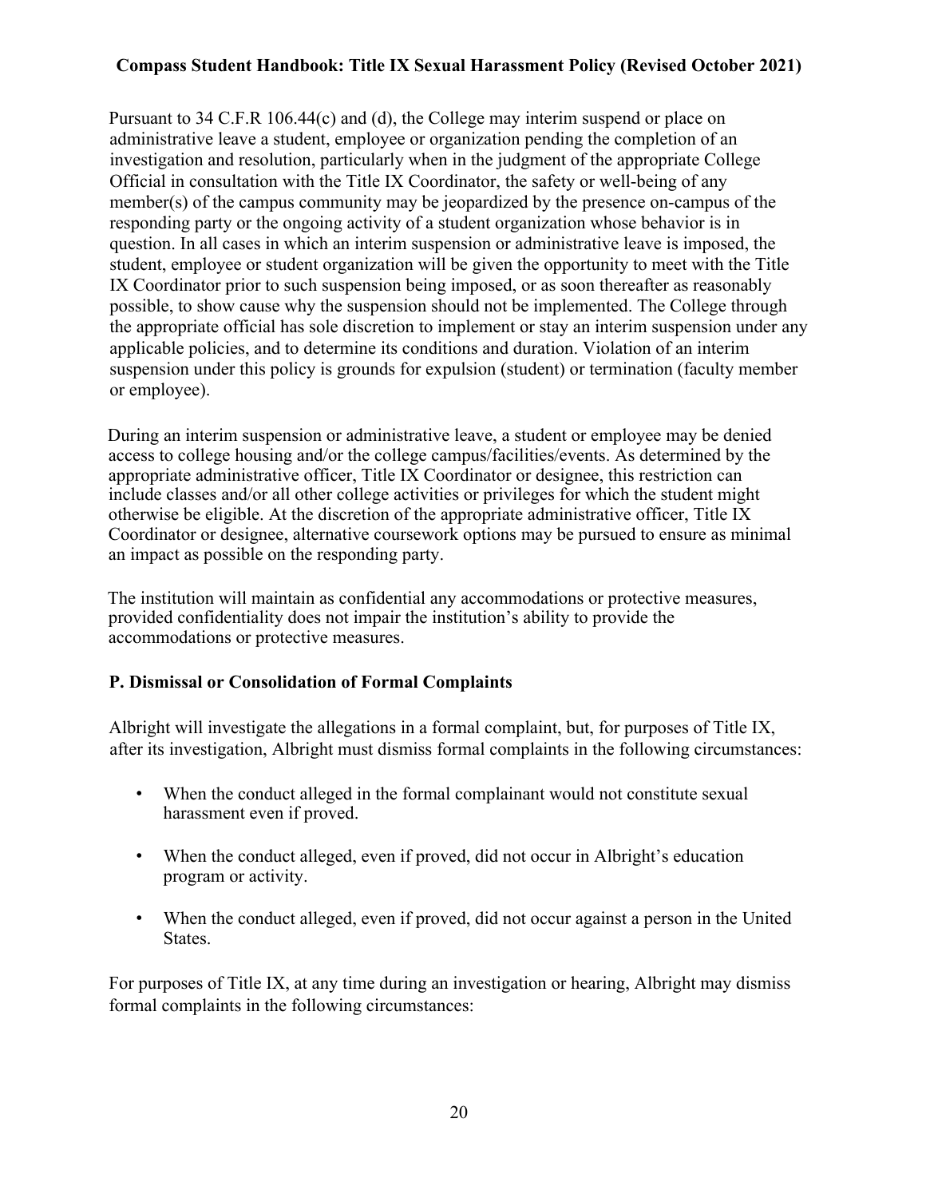Pursuant to 34 C.F.R 106.44(c) and (d), the College may interim suspend or place on administrative leave a student, employee or organization pending the completion of an investigation and resolution, particularly when in the judgment of the appropriate College Official in consultation with the Title IX Coordinator, the safety or well-being of any member(s) of the campus community may be jeopardized by the presence on-campus of the responding party or the ongoing activity of a student organization whose behavior is in question. In all cases in which an interim suspension or administrative leave is imposed, the student, employee or student organization will be given the opportunity to meet with the Title IX Coordinator prior to such suspension being imposed, or as soon thereafter as reasonably possible, to show cause why the suspension should not be implemented. The College through the appropriate official has sole discretion to implement or stay an interim suspension under any applicable policies, and to determine its conditions and duration. Violation of an interim suspension under this policy is grounds for expulsion (student) or termination (faculty member or employee).

During an interim suspension or administrative leave, a student or employee may be denied access to college housing and/or the college campus/facilities/events. As determined by the appropriate administrative officer, Title IX Coordinator or designee, this restriction can include classes and/or all other college activities or privileges for which the student might otherwise be eligible. At the discretion of the appropriate administrative officer, Title IX Coordinator or designee, alternative coursework options may be pursued to ensure as minimal an impact as possible on the responding party.

The institution will maintain as confidential any accommodations or protective measures, provided confidentiality does not impair the institution's ability to provide the accommodations or protective measures.

### P. Dismissal or Consolidation of Formal Complaints

Albright will investigate the allegations in a formal complaint, but, for purposes of Title IX, after its investigation, Albright must dismiss formal complaints in the following circumstances:

- When the conduct alleged in the formal complainant would not constitute sexual harassment even if proved.
- When the conduct alleged, even if proved, did not occur in Albright's education program or activity.
- When the conduct alleged, even if proved, did not occur against a person in the United States.

For purposes of Title IX, at any time during an investigation or hearing, Albright may dismiss formal complaints in the following circumstances: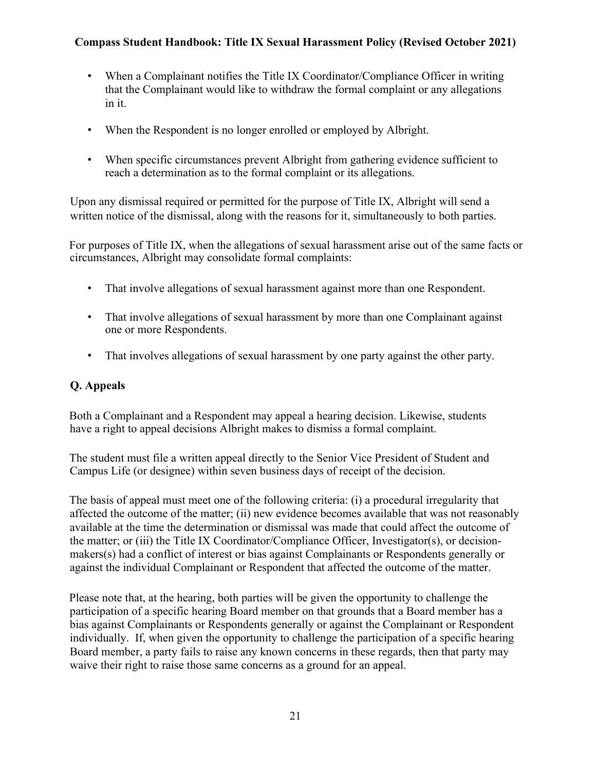- When a Complainant notifies the Title IX Coordinator/Compliance Officer in writing that the Complainant would like to withdraw the formal complaint or any allegations in it.
- When the Respondent is no longer enrolled or employed by Albright.
- When specific circumstances prevent Albright from gathering evidence sufficient to reach a determination as to the formal complaint or its allegations.

Upon any dismissal required or permitted for the purpose of Title IX, Albright will send a written notice of the dismissal, along with the reasons for it, simultaneously to both parties.

For purposes of Title IX, when the allegations of sexual harassment arise out of the same facts or circumstances, Albright may consolidate formal complaints:

- That involve allegations of sexual harassment against more than one Respondent.
- That involve allegations of sexual harassment by more than one Complainant against one or more Respondents.
- That involves allegations of sexual harassment by one party against the other party.

## Q. Appeals

Both a Complainant and a Respondent may appeal a hearing decision. Likewise, students have a right to appeal decisions Albright makes to dismiss a formal complaint.

The student must file a written appeal directly to the Senior Vice President of Student and Campus Life (or designee) within seven business days of receipt of the decision.

The basis of appeal must meet one of the following criteria: (i) a procedural irregularity that affected the outcome of the matter; (ii) new evidence becomes available that was not reasonably available at the time the determination or dismissal was made that could affect the outcome of the matter; or (iii) the Title IX Coordinator/Compliance Officer, Investigator(s), or decision-makers(s) had a conflict of interest or bias against Complainants or Respondents generally or against the individual Complainant or Respondent that affected the outcome of the matter.

Please note that, at the hearing, both parties will be given the opportunity to challenge the participation of a specific hearing Board member on that grounds that a Board member has a bias against Complainants or Respondents generally or against the Complainant or Respondent individually. If, when given the opportunity to challenge the participation of a specific hearing Board member, a party fails to raise any known concerns in these regards, then that party may waive their right to raise those same concerns as a ground for an appeal.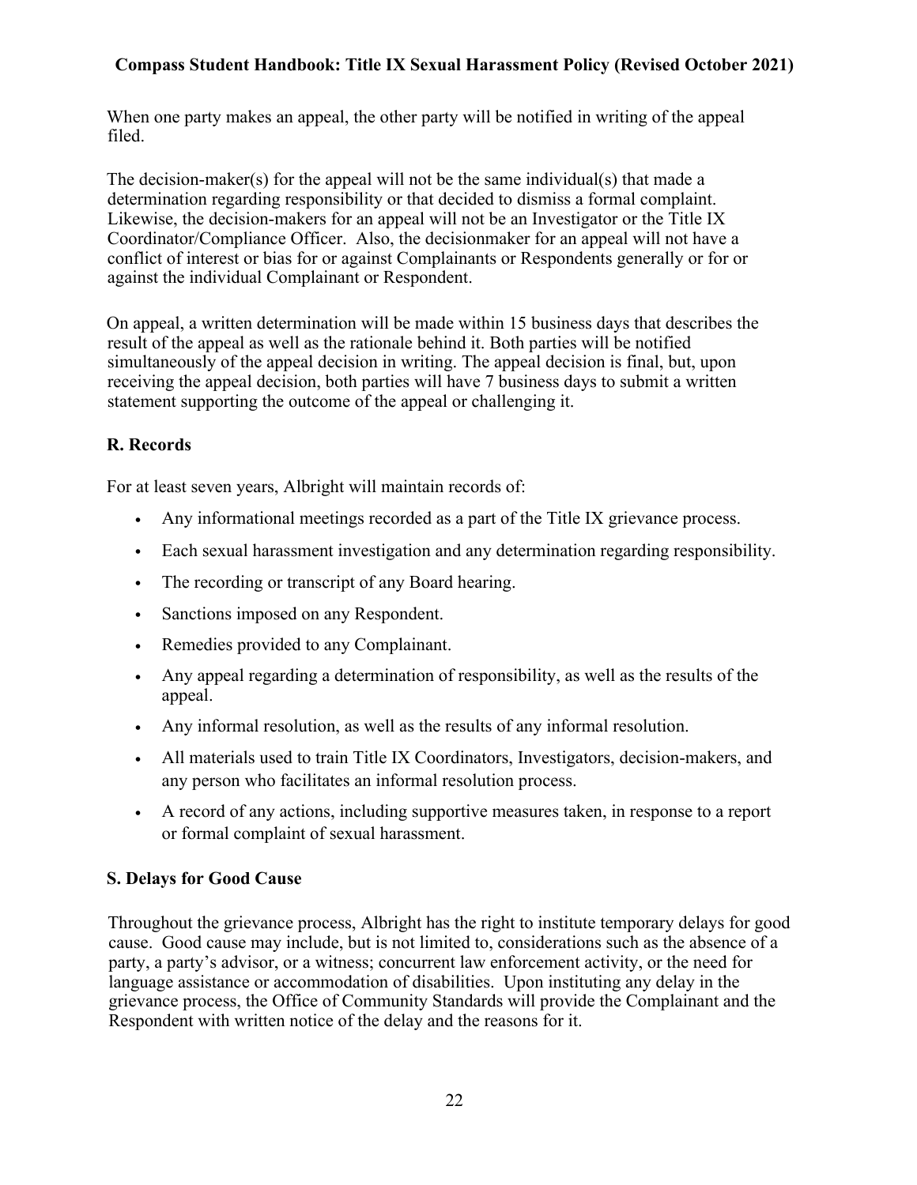When one party makes an appeal, the other party will be notified in writing of the appeal filed.

The decision-maker(s) for the appeal will not be the same individual(s) that made a determination regarding responsibility or that decided to dismiss a formal complaint. Likewise, the decision-makers for an appeal will not be an Investigator or the Title IX Coordinator/Compliance Officer. Also, the decisionmaker for an appeal will not have a conflict of interest or bias for or against Complainants or Respondents generally or for or against the individual Complainant or Respondent.

On appeal, a written determination will be made within 15 business days that describes the result of the appeal as well as the rationale behind it. Both parties will be notified simultaneously of the appeal decision in writing. The appeal decision is final, but, upon receiving the appeal decision, both parties will have 7 business days to submit a written statement supporting the outcome of the appeal or challenging it.

## R. Records

For at least seven years, Albright will maintain records of:

- Any informational meetings recorded as a part of the Title IX grievance process.
- Each sexual harassment investigation and any determination regarding responsibility.
- The recording or transcript of any Board hearing.
- Sanctions imposed on any Respondent.
- Remedies provided to any Complainant.
- Any appeal regarding a determination of responsibility, as well as the results of the appeal.
- Any informal resolution, as well as the results of any informal resolution.
- All materials used to train Title IX Coordinators, Investigators, decision-makers, and any person who facilitates an informal resolution process.
- A record of any actions, including supportive measures taken, in response to a report or formal complaint of sexual harassment.

## S. Delays for Good Cause

Throughout the grievance process, Albright has the right to institute temporary delays for good cause. Good cause may include, but is not limited to, considerations such as the absence of a party, a party's advisor, or a witness; concurrent law enforcement activity, or the need for language assistance or accommodation of disabilities. Upon instituting any delay in the grievance process, the Office of Community Standards will provide the Complainant and the Respondent with written notice of the delay and the reasons for it.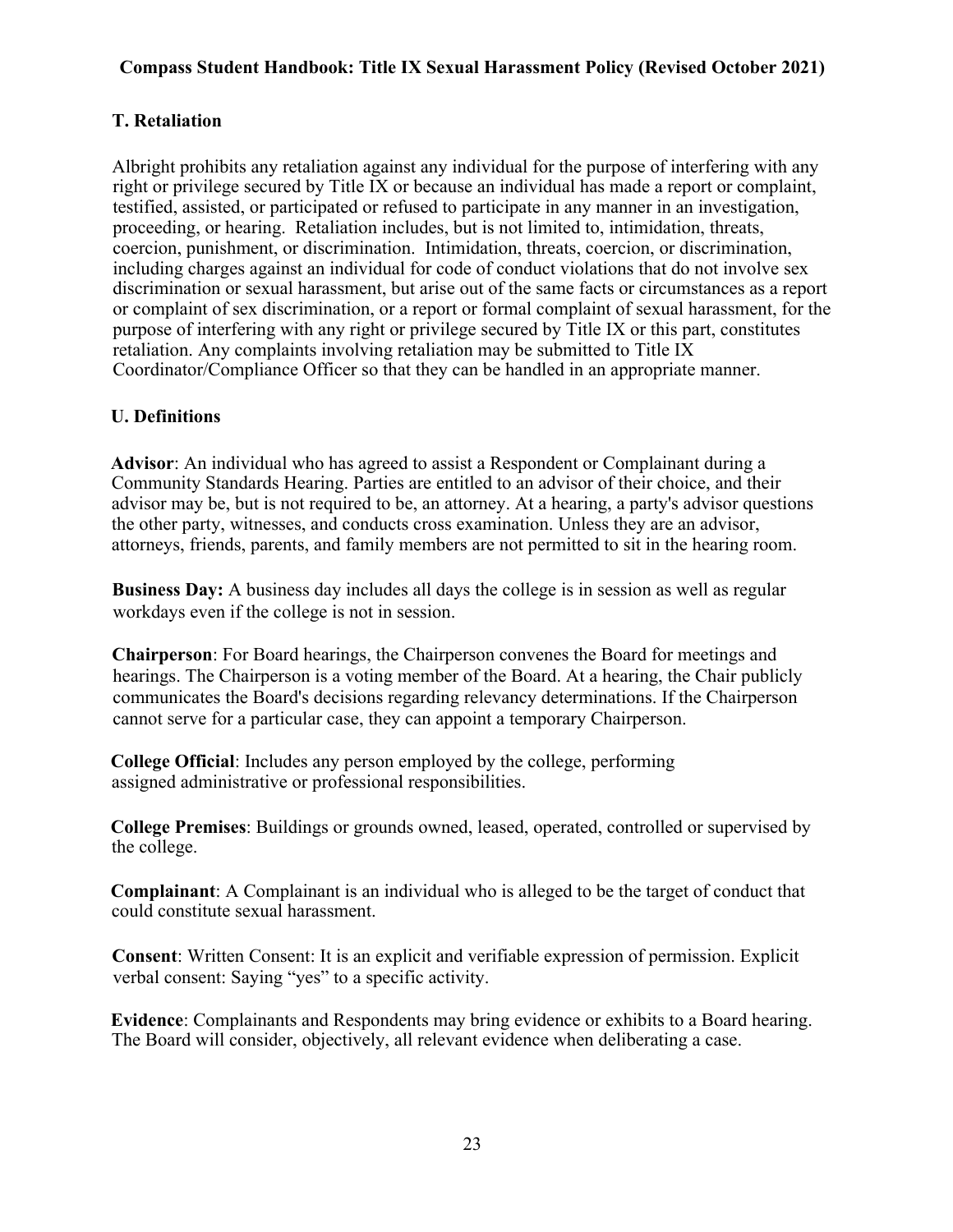## T. Retaliation

Albright prohibits any retaliation against any individual for the purpose of interfering with any right or privilege secured by Title IX or because an individual has made a report or complaint, testified, assisted, or participated or refused to participate in any manner in an investigation, proceeding, or hearing. Retaliation includes, but is not limited to, intimidation, threats, coercion, punishment, or discrimination. Intimidation, threats, coercion, or discrimination, including charges against an individual for code of conduct violations that do not involve sex discrimination or sexual harassment, but arise out of the same facts or circumstances as a report or complaint of sex discrimination, or a report or formal complaint of sexual harassment, for the purpose of interfering with any right or privilege secured by Title IX or this part, constitutes retaliation. Any complaints involving retaliation may be submitted to Title IX Coordinator/Compliance Officer so that they can be handled in an appropriate manner.

## U. Definitions

**Advisor**: An individual who has agreed to assist a Respondent or Complainant during a Community Standards Hearing. Parties are entitled to an advisor of their choice, and their advisor may be, but is not required to be, an attorney. At a hearing, a party's advisor questions the other party, witnesses, and conducts cross examination. Unless they are an advisor, attorneys, friends, parents, and family members are not permitted to sit in the hearing room.

**Business Day:** A business day includes all days the college is in session as well as regular workdays even if the college is not in session.

**Chairperson**: For Board hearings, the Chairperson convenes the Board for meetings and hearings. The Chairperson is a voting member of the Board. At a hearing, the Chair publicly communicates the Board's decisions regarding relevancy determinations. If the Chairperson cannot serve for a particular case, they can appoint a temporary Chairperson.

**College Official**: Includes any person employed by the college, performing assigned administrative or professional responsibilities.

**College Premises**: Buildings or grounds owned, leased, operated, controlled or supervised by the college.

**Complainant**: A Complainant is an individual who is alleged to be the target of conduct that could constitute sexual harassment.

**Consent**: Written Consent: It is an explicit and verifiable expression of permission. Explicit verbal consent: Saying "yes" to a specific activity.

**Evidence**: Complainants and Respondents may bring evidence or exhibits to a Board hearing. The Board will consider, objectively, all relevant evidence when deliberating a case.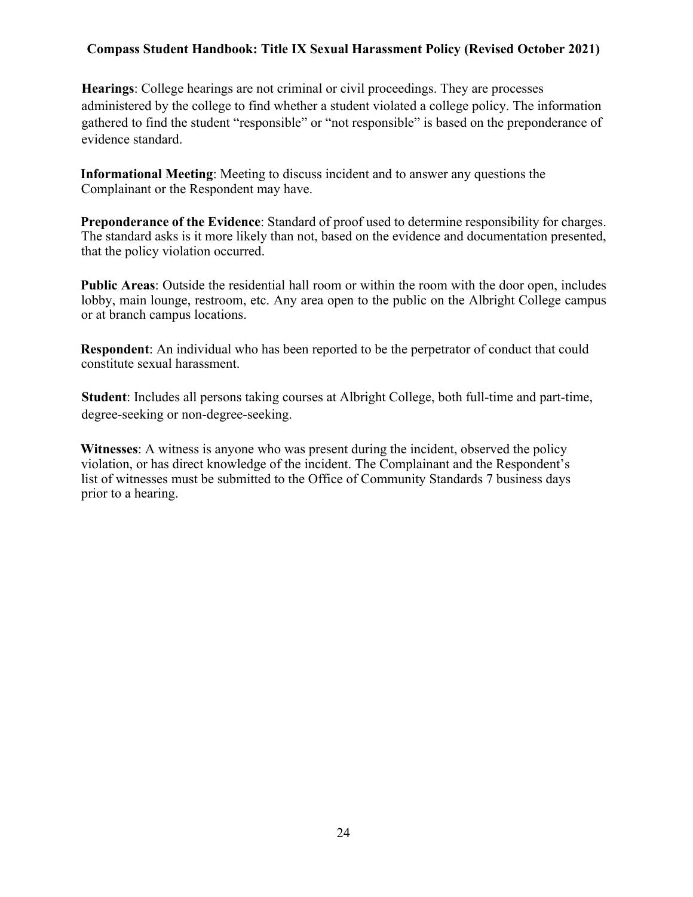**Hearings**: College hearings are not criminal or civil proceedings. They are processes administered by the college to find whether a student violated a college policy. The information gathered to find the student "responsible" or "not responsible" is based on the preponderance of evidence standard.

**Informational Meeting**: Meeting to discuss incident and to answer any questions the Complainant or the Respondent may have.

**Preponderance of the Evidence**: Standard of proof used to determine responsibility for charges. The standard asks is it more likely than not, based on the evidence and documentation presented, that the policy violation occurred.

**Public Areas**: Outside the residential hall room or within the room with the door open, includes lobby, main lounge, restroom, etc. Any area open to the public on the Albright College campus or at branch campus locations.

**Respondent**: An individual who has been reported to be the perpetrator of conduct that could constitute sexual harassment.

**Student**: Includes all persons taking courses at Albright College, both full-time and part-time, degree-seeking or non-degree-seeking.

**Witnesses**: A witness is anyone who was present during the incident, observed the policy violation, or has direct knowledge of the incident. The Complainant and the Respondent's list of witnesses must be submitted to the Office of Community Standards 7 business days prior to a hearing.